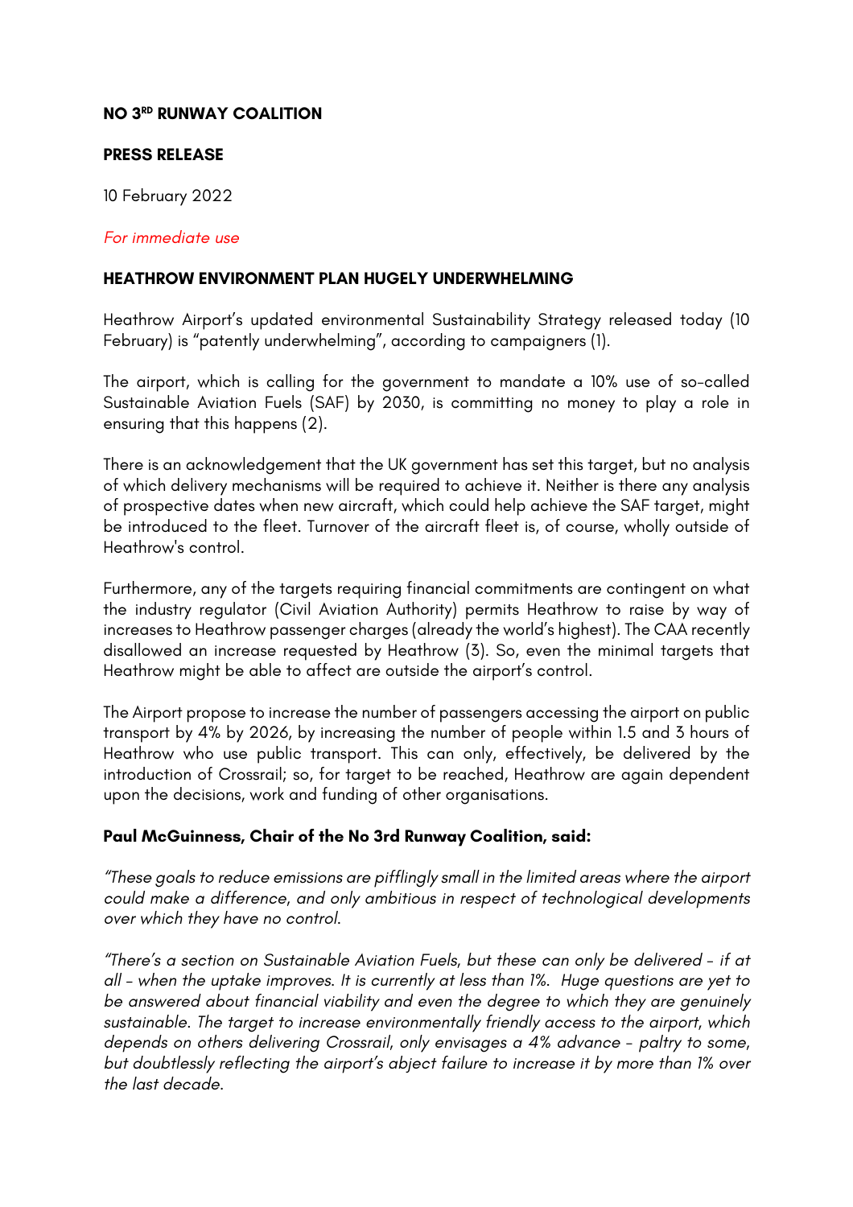**NO 3[RD] RUNWAY COALITION**

**PRESS RELEASE**

10 February 2022

*For immediate use*

**HEATHROW ENVIRONMENT PLAN HUGELY UNDERWHELMING**

Heathrow Airport's updated environmental Sustainability Strategy released today (10 February) is "patently underwhelming", according to campaigners (1).

The airport, which is calling for the government to mandate a 10% use of so-called Sustainable Aviation Fuels (SAF) by 2030, is committing no money to play a role in ensuring that this happens (2).

There is an acknowledgement that the UK government has set this target, but no analysis of which delivery mechanisms will be required to achieve it. Neither is there any analysis of prospective dates when new aircraft, which could help achieve the SAF target, might be introduced to the fleet. Turnover of the aircraft fleet is, of course, wholly outside of Heathrow's control.

Furthermore, any of the targets requiring financial commitments are contingent on what the industry regulator (Civil Aviation Authority) permits Heathrow to raise by way of increases to Heathrow passenger charges (already the world's highest). The CAA recently disallowed an increase requested by Heathrow (3). So, even the minimal targets that Heathrow might be able to affect are outside the airport's control.

The Airport propose to increase the number of passengers accessing the airport on public transport by 4% by 2026, by increasing the number of people within 1.5 and 3 hours of Heathrow who use public transport. This can only, effectively, be delivered by the introduction of Crossrail; so, for target to be reached, Heathrow are again dependent upon the decisions, work and funding of other organisations.

**Paul McGuinness, Chair of the No 3rd Runway Coalition, said:**

*"These goals to reduce emissions are pifflingly small in the limited areas where the airport could make a difference, and only ambitious in respect of technological developments over which they have no control.*

*"There's a section on Sustainable Aviation Fuels, but these can only be delivered – if at all – when the uptake improves. It is currently at less than 1%. Huge questions are yet to be answered about financial viability and even the degree to which they are genuinely sustainable. The target to increase environmentally friendly access to the airport, which depends on others delivering Crossrail, only envisages a 4% advance – paltry to some, but doubtlessly reflecting the airport's abject failure to increase it by more than 1% over the last decade.*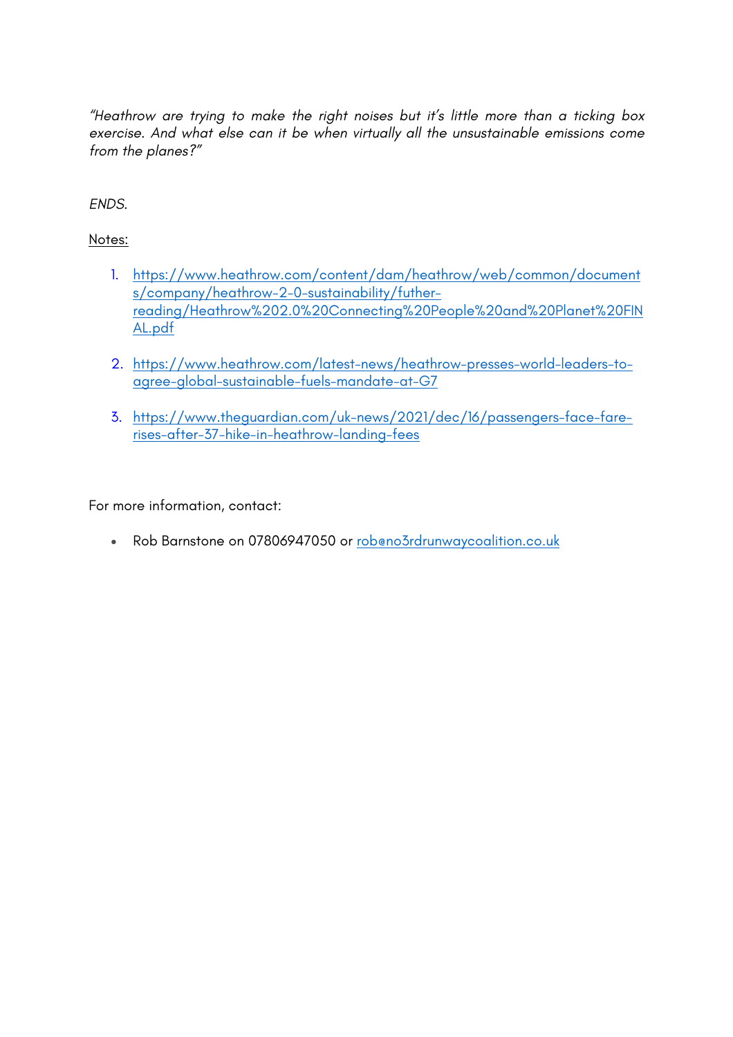*"Heathrow are trying to make the right noises but it's little more than a ticking box exercise. And what else can it be when virtually all the unsustainable emissions come from the planes?"*

*ENDS.*

Notes:

1. https://www.heathrow.com/content/dam/heathrow/web/common/documents/company/heathrow-2-0-sustainability/futher-reading/Heathrow%202.0%20Connecting%20People%20and%20Planet%20FINAL.pdf

2. https://www.heathrow.com/latest-news/heathrow-presses-world-leaders-to-agree-global-sustainable-fuels-mandate-at-G7

3. https://www.theguardian.com/uk-news/2021/dec/16/passengers-face-fare-rises-after-37-hike-in-heathrow-landing-fees

For more information, contact:

- Rob Barnstone on 07806947050 or rob@no3rdrunwaycoalition.co.uk